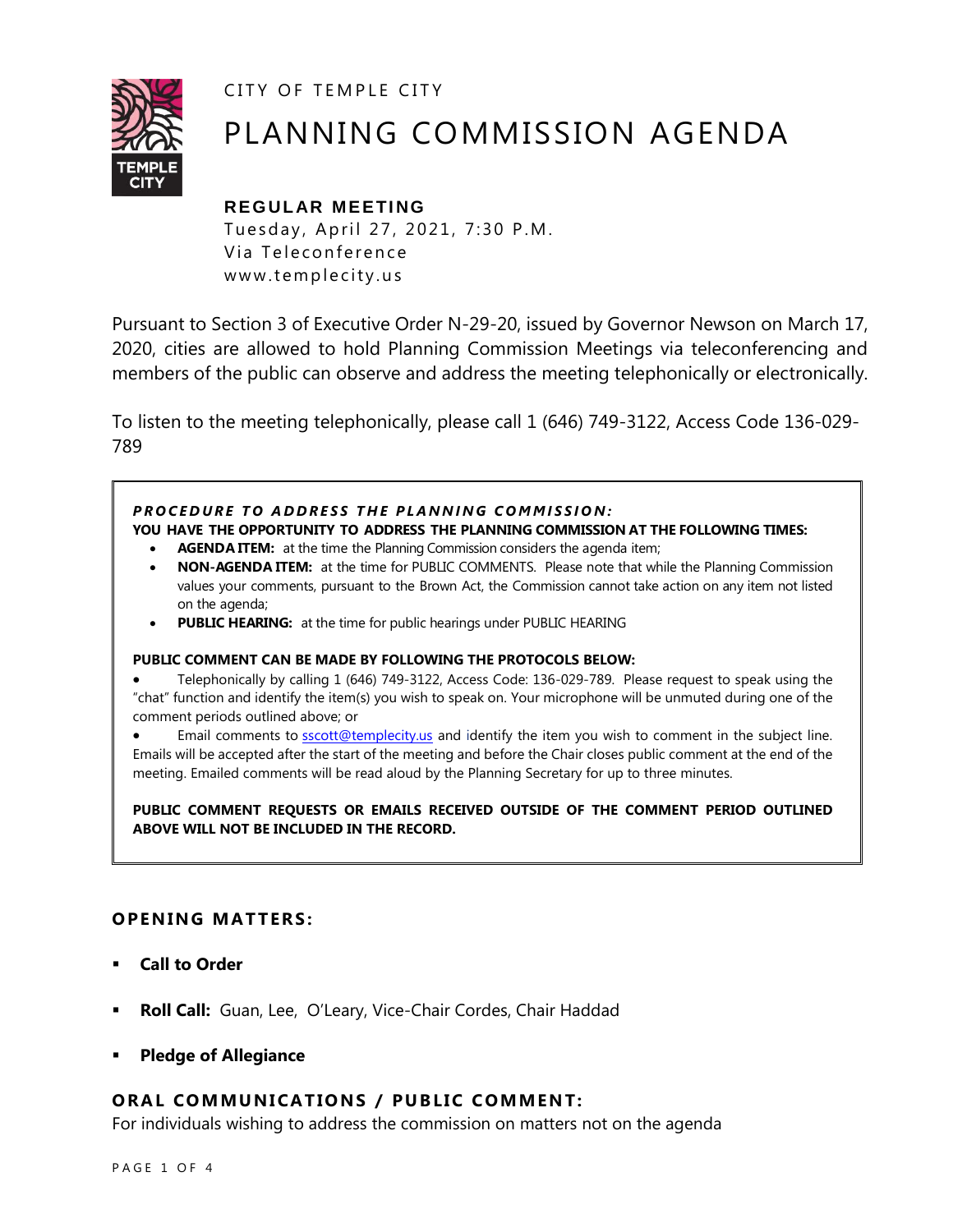CITY OF TEMPLE CITY

# PLANNING COMMISSION AGENDA

**REGULAR MEETING**
Tuesday, April 27, 2021, 7:30 P.M.
Via Teleconference
www.templecity.us

Pursuant to Section 3 of Executive Order N-29-20, issued by Governor Newson on March 17, 2020, cities are allowed to hold Planning Commission Meetings via teleconferencing and members of the public can observe and address the meeting telephonically or electronically.

To listen to the meeting telephonically, please call 1 (646) 749-3122, Access Code 136-029-789

***PROCEDURE TO ADDRESS THE PLANNING COMMISSION:***
**YOU HAVE THE OPPORTUNITY TO ADDRESS THE PLANNING COMMISSION AT THE FOLLOWING TIMES:**

- **AGENDA ITEM:** at the time the Planning Commission considers the agenda item;
- **NON-AGENDA ITEM:** at the time for PUBLIC COMMENTS. Please note that while the Planning Commission values your comments, pursuant to the Brown Act, the Commission cannot take action on any item not listed on the agenda;
- **PUBLIC HEARING:** at the time for public hearings under PUBLIC HEARING

**PUBLIC COMMENT CAN BE MADE BY FOLLOWING THE PROTOCOLS BELOW:**

- Telephonically by calling 1 (646) 749-3122, Access Code: 136-029-789. Please request to speak using the "chat" function and identify the item(s) you wish to speak on. Your microphone will be unmuted during one of the comment periods outlined above; or
- Email comments to sscott@templecity.us and identify the item you wish to comment in the subject line. Emails will be accepted after the start of the meeting and before the Chair closes public comment at the end of the meeting. Emailed comments will be read aloud by the Planning Secretary for up to three minutes.

**PUBLIC COMMENT REQUESTS OR EMAILS RECEIVED OUTSIDE OF THE COMMENT PERIOD OUTLINED ABOVE WILL NOT BE INCLUDED IN THE RECORD.**

## OPENING MATTERS:

- **Call to Order**
- **Roll Call:** Guan, Lee, O'Leary, Vice-Chair Cordes, Chair Haddad
- **Pledge of Allegiance**

## ORAL COMMUNICATIONS / PUBLIC COMMENT:

For individuals wishing to address the commission on matters not on the agenda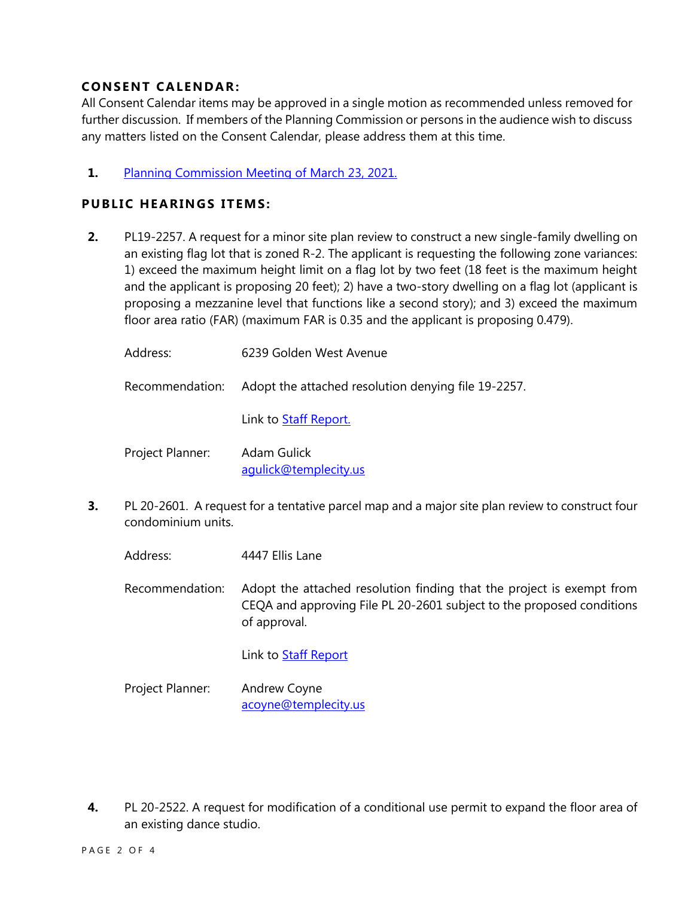## CONSENT CALENDAR:

All Consent Calendar items may be approved in a single motion as recommended unless removed for further discussion. If members of the Planning Commission or persons in the audience wish to discuss any matters listed on the Consent Calendar, please address them at this time.

1. [Planning Commission Meeting of March 23, 2021.]()

## PUBLIC HEARINGS ITEMS:

2. PL19-2257. A request for a minor site plan review to construct a new single-family dwelling on an existing flag lot that is zoned R-2. The applicant is requesting the following zone variances: 1) exceed the maximum height limit on a flag lot by two feet (18 feet is the maximum height and the applicant is proposing 20 feet); 2) have a two-story dwelling on a flag lot (applicant is proposing a mezzanine level that functions like a second story); and 3) exceed the maximum floor area ratio (FAR) (maximum FAR is 0.35 and the applicant is proposing 0.479).

   Address: 6239 Golden West Avenue

   Recommendation: Adopt the attached resolution denying file 19-2257.

   Link to [Staff Report.]()

   Project Planner: Adam Gulick
   [agulick@templecity.us](mailto:agulick@templecity.us)

3. PL 20-2601. A request for a tentative parcel map and a major site plan review to construct four condominium units.

   Address: 4447 Ellis Lane

   Recommendation: Adopt the attached resolution finding that the project is exempt from CEQA and approving File PL 20-2601 subject to the proposed conditions of approval.

   Link to [Staff Report]()

   Project Planner: Andrew Coyne
   [acoyne@templecity.us](mailto:acoyne@templecity.us)

4. PL 20-2522. A request for modification of a conditional use permit to expand the floor area of an existing dance studio.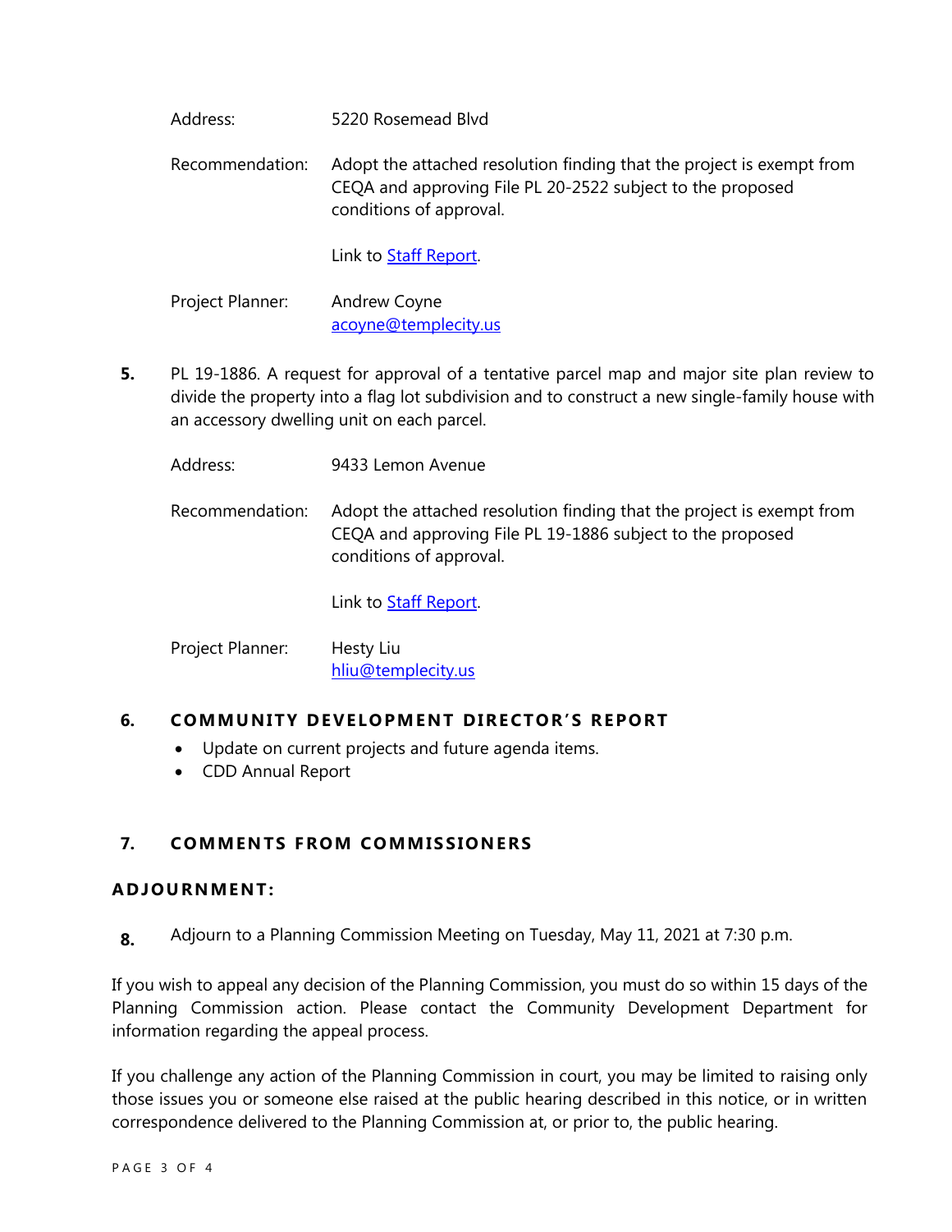Address: 5220 Rosemead Blvd

Recommendation: Adopt the attached resolution finding that the project is exempt from CEQA and approving File PL 20-2522 subject to the proposed conditions of approval.

Link to Staff Report.

Project Planner: Andrew Coyne
acoyne@templecity.us

**5.** PL 19-1886. A request for approval of a tentative parcel map and major site plan review to divide the property into a flag lot subdivision and to construct a new single-family house with an accessory dwelling unit on each parcel.

Address: 9433 Lemon Avenue

Recommendation: Adopt the attached resolution finding that the project is exempt from CEQA and approving File PL 19-1886 subject to the proposed conditions of approval.

Link to Staff Report.

Project Planner: Hesty Liu
hliu@templecity.us

## 6. COMMUNITY DEVELOPMENT DIRECTOR'S REPORT

- Update on current projects and future agenda items.
- CDD Annual Report

## 7. COMMENTS FROM COMMISSIONERS

## ADJOURNMENT:

**8.** Adjourn to a Planning Commission Meeting on Tuesday, May 11, 2021 at 7:30 p.m.

If you wish to appeal any decision of the Planning Commission, you must do so within 15 days of the Planning Commission action. Please contact the Community Development Department for information regarding the appeal process.

If you challenge any action of the Planning Commission in court, you may be limited to raising only those issues you or someone else raised at the public hearing described in this notice, or in written correspondence delivered to the Planning Commission at, or prior to, the public hearing.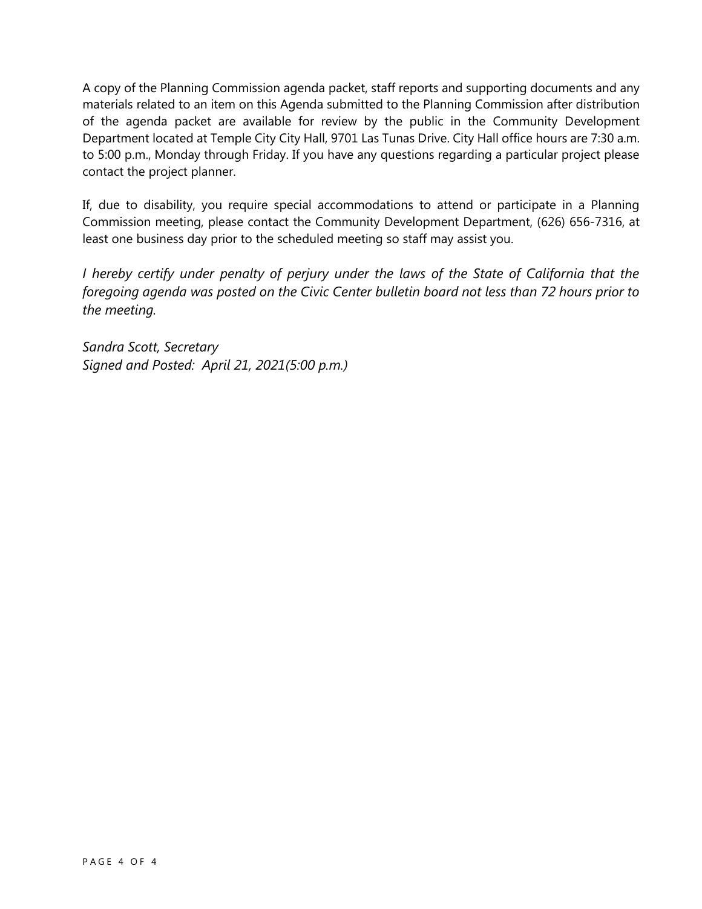A copy of the Planning Commission agenda packet, staff reports and supporting documents and any materials related to an item on this Agenda submitted to the Planning Commission after distribution of the agenda packet are available for review by the public in the Community Development Department located at Temple City City Hall, 9701 Las Tunas Drive. City Hall office hours are 7:30 a.m. to 5:00 p.m., Monday through Friday. If you have any questions regarding a particular project please contact the project planner.

If, due to disability, you require special accommodations to attend or participate in a Planning Commission meeting, please contact the Community Development Department, (626) 656-7316, at least one business day prior to the scheduled meeting so staff may assist you.

*I hereby certify under penalty of perjury under the laws of the State of California that the foregoing agenda was posted on the Civic Center bulletin board not less than 72 hours prior to the meeting.*

*Sandra Scott, Secretary*
*Signed and Posted: April 21, 2021(5:00 p.m.)*